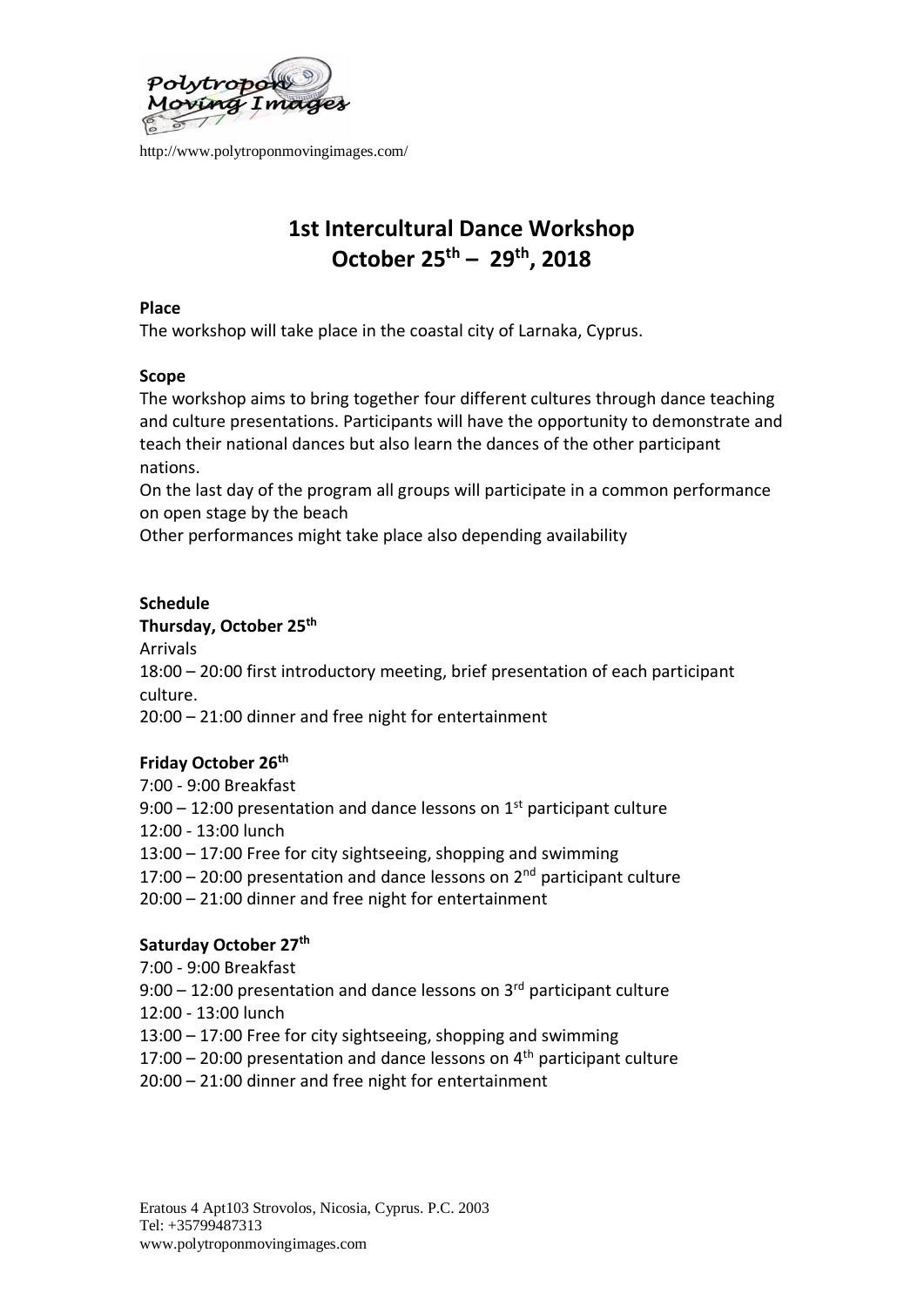http://www.polytroponmovingimages.com/

# 1st Intercultural Dance Workshop
# October 25th – 29th, 2018

**Place**

The workshop will take place in the coastal city of Larnaka, Cyprus.

**Scope**

The workshop aims to bring together four different cultures through dance teaching and culture presentations. Participants will have the opportunity to demonstrate and teach their national dances but also learn the dances of the other participant nations.

On the last day of the program all groups will participate in a common performance on open stage by the beach

Other performances might take place also depending availability

**Schedule**

**Thursday, October 25th**

Arrivals

18:00 – 20:00 first introductory meeting, brief presentation of each participant culture.

20:00 – 21:00 dinner and free night for entertainment

**Friday October 26th**

7:00 - 9:00 Breakfast

9:00 – 12:00 presentation and dance lessons on 1st participant culture

12:00 - 13:00 lunch

13:00 – 17:00 Free for city sightseeing, shopping and swimming

17:00 – 20:00 presentation and dance lessons on 2nd participant culture

20:00 – 21:00 dinner and free night for entertainment

**Saturday October 27th**

7:00 - 9:00 Breakfast

9:00 – 12:00 presentation and dance lessons on 3rd participant culture

12:00 - 13:00 lunch

13:00 – 17:00 Free for city sightseeing, shopping and swimming

17:00 – 20:00 presentation and dance lessons on 4th participant culture

20:00 – 21:00 dinner and free night for entertainment

Eratous 4 Apt103 Strovolos, Nicosia, Cyprus. P.C. 2003
Tel: +35799487313
www.polytroponmovingimages.com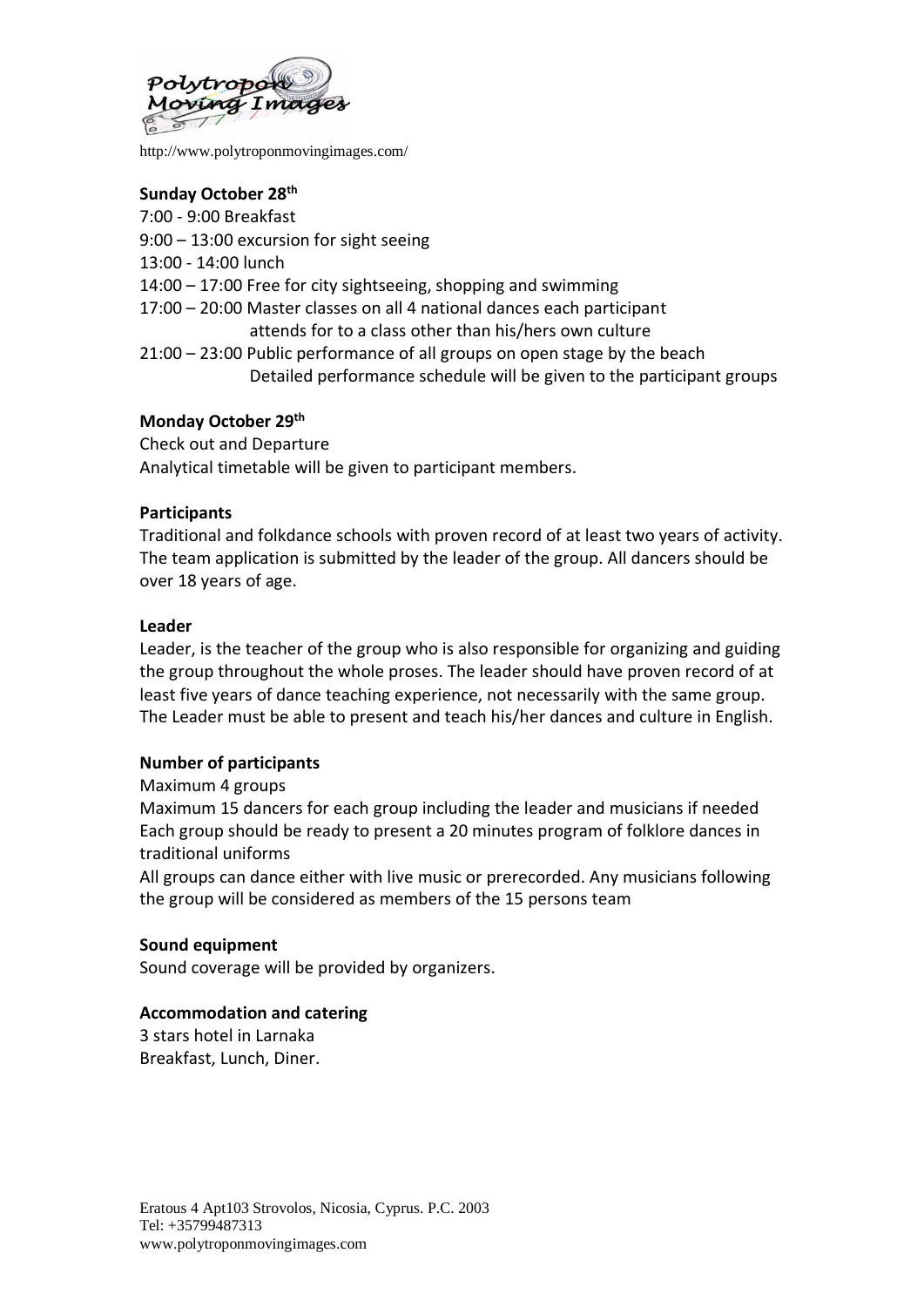**Sunday October 28th**

7:00 - 9:00 Breakfast
9:00 – 13:00 excursion for sight seeing
13:00 - 14:00 lunch
14:00 – 17:00 Free for city sightseeing, shopping and swimming
17:00 – 20:00 Master classes on all 4 national dances each participant attends for to a class other than his/hers own culture
21:00 – 23:00 Public performance of all groups on open stage by the beach Detailed performance schedule will be given to the participant groups

**Monday October 29th**

Check out and Departure
Analytical timetable will be given to participant members.

**Participants**

Traditional and folkdance schools with proven record of at least two years of activity. The team application is submitted by the leader of the group. All dancers should be over 18 years of age.

**Leader**

Leader, is the teacher of the group who is also responsible for organizing and guiding the group throughout the whole proses. The leader should have proven record of at least five years of dance teaching experience, not necessarily with the same group. The Leader must be able to present and teach his/her dances and culture in English.

**Number of participants**

Maximum 4 groups
Maximum 15 dancers for each group including the leader and musicians if needed
Each group should be ready to present a 20 minutes program of folklore dances in traditional uniforms
All groups can dance either with live music or prerecorded. Any musicians following the group will be considered as members of the 15 persons team

**Sound equipment**

Sound coverage will be provided by organizers.

**Accommodation and catering**

3 stars hotel in Larnaka
Breakfast, Lunch, Diner.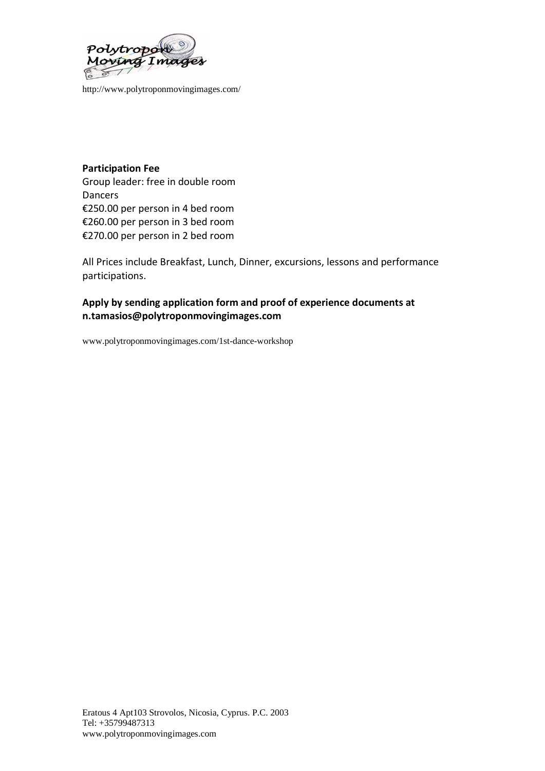**Participation Fee**

Group leader: free in double room

Dancers

€250.00 per person in 4 bed room

€260.00 per person in 3 bed room

€270.00 per person in 2 bed room

All Prices include Breakfast, Lunch, Dinner, excursions, lessons and performance participations.

**Apply by sending application form and proof of experience documents at n.tamasios@polytroponmovingimages.com**

www.polytroponmovingimages.com/1st-dance-workshop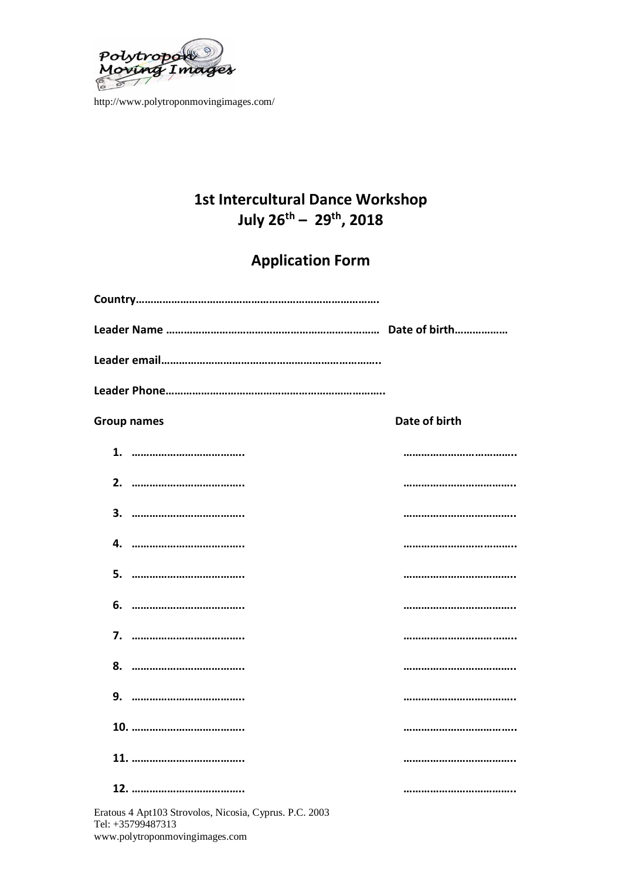http://www.polytroponmovingimages.com/

# 1st Intercultural Dance Workshop
# July 26th – 29th, 2018

## Application Form

**Country……………………………………………………………………….**

**Leader Name ……………………………………………………………… Date of birth………………**

**Leader email……………………………………………………………….**

**Leader Phone……………………………………………………………….**

| Group names | Date of birth |
|---|---|
| 1. ……………………………….. | ……………………………….. |
| 2. ……………………………….. | ……………………………….. |
| 3. ……………………………….. | ……………………………….. |
| 4. ……………………………….. | ……………………………….. |
| 5. ……………………………….. | ……………………………….. |
| 6. ……………………………….. | ……………………………….. |
| 7. ……………………………….. | ……………………………….. |
| 8. ……………………………….. | ……………………………….. |
| 9. ……………………………….. | ……………………………….. |
| 10. ……………………………….. | ……………………………….. |
| 11. ……………………………….. | ……………………………….. |
| 12. ……………………………….. | ……………………………….. |

Eratous 4 Apt103 Strovolos, Nicosia, Cyprus. P.C. 2003
Tel: +35799487313
www.polytroponmovingimages.com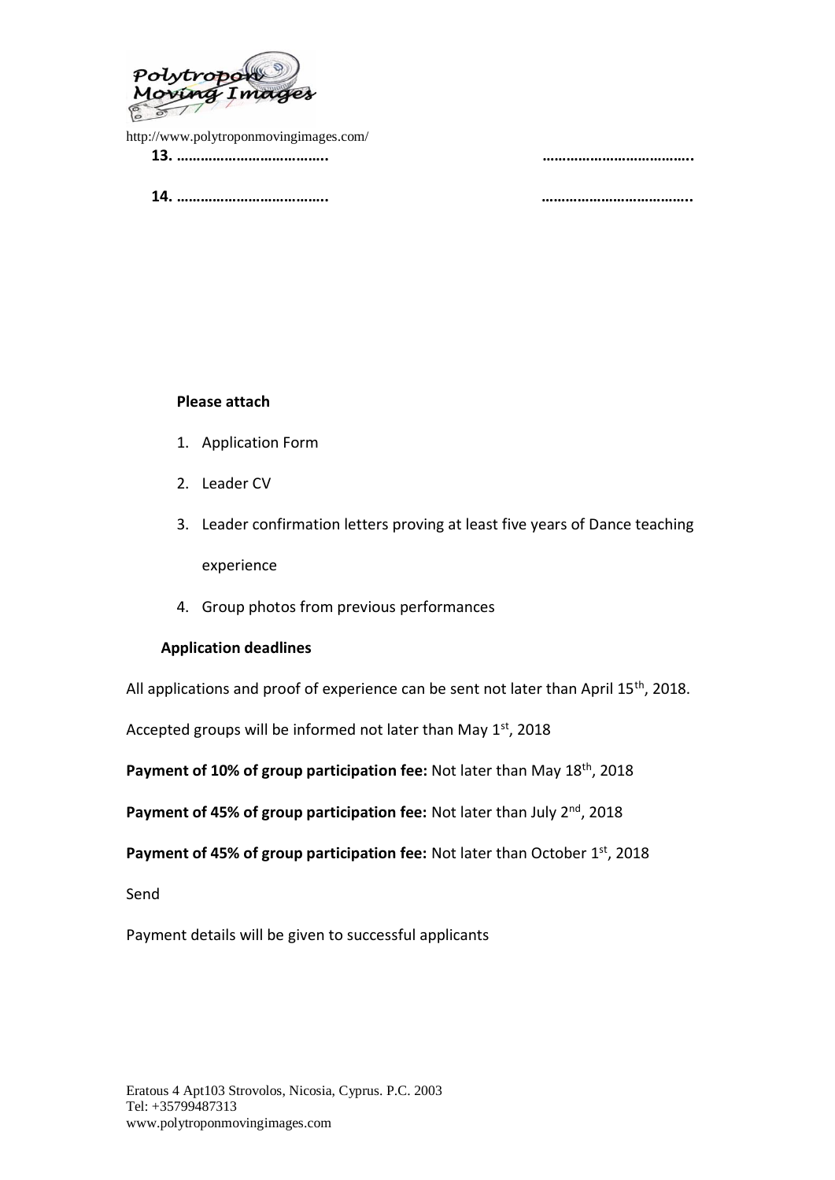**13. ………………………………..** **………………………………..**

**14. ………………………………..** **………………………………..**

**Please attach**

1. Application Form
2. Leader CV
3. Leader confirmation letters proving at least five years of Dance teaching experience
4. Group photos from previous performances

**Application deadlines**

All applications and proof of experience can be sent not later than April 15th, 2018.

Accepted groups will be informed not later than May 1st, 2018

**Payment of 10% of group participation fee:** Not later than May 18th, 2018

**Payment of 45% of group participation fee:** Not later than July 2nd, 2018

**Payment of 45% of group participation fee:** Not later than October 1st, 2018

Send

Payment details will be given to successful applicants